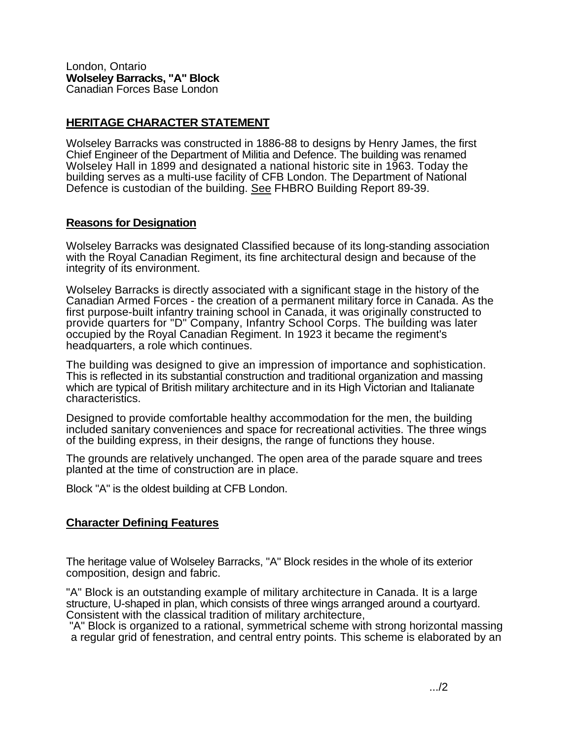London, Ontario
**Wolseley Barracks, "A" Block**
Canadian Forces Base London

## HERITAGE CHARACTER STATEMENT

Wolseley Barracks was constructed in 1886-88 to designs by Henry James, the first Chief Engineer of the Department of Militia and Defence. The building was renamed Wolseley Hall in 1899 and designated a national historic site in 1963. Today the building serves as a multi-use facility of CFB London. The Department of National Defence is custodian of the building. See FHBRO Building Report 89-39.

### Reasons for Designation

Wolseley Barracks was designated Classified because of its long-standing association with the Royal Canadian Regiment, its fine architectural design and because of the integrity of its environment.

Wolseley Barracks is directly associated with a significant stage in the history of the Canadian Armed Forces - the creation of a permanent military force in Canada. As the first purpose-built infantry training school in Canada, it was originally constructed to provide quarters for "D" Company, Infantry School Corps. The building was later occupied by the Royal Canadian Regiment. In 1923 it became the regiment's headquarters, a role which continues.

The building was designed to give an impression of importance and sophistication. This is reflected in its substantial construction and traditional organization and massing which are typical of British military architecture and in its High Victorian and Italianate characteristics.

Designed to provide comfortable healthy accommodation for the men, the building included sanitary conveniences and space for recreational activities. The three wings of the building express, in their designs, the range of functions they house.

The grounds are relatively unchanged. The open area of the parade square and trees planted at the time of construction are in place.

Block "A" is the oldest building at CFB London.

### Character Defining Features

The heritage value of Wolseley Barracks, "A" Block resides in the whole of its exterior composition, design and fabric.

"A" Block is an outstanding example of military architecture in Canada. It is a large structure, U-shaped in plan, which consists of three wings arranged around a courtyard. Consistent with the classical tradition of military architecture,
"A" Block is organized to a rational, symmetrical scheme with strong horizontal massing a regular grid of fenestration, and central entry points. This scheme is elaborated by an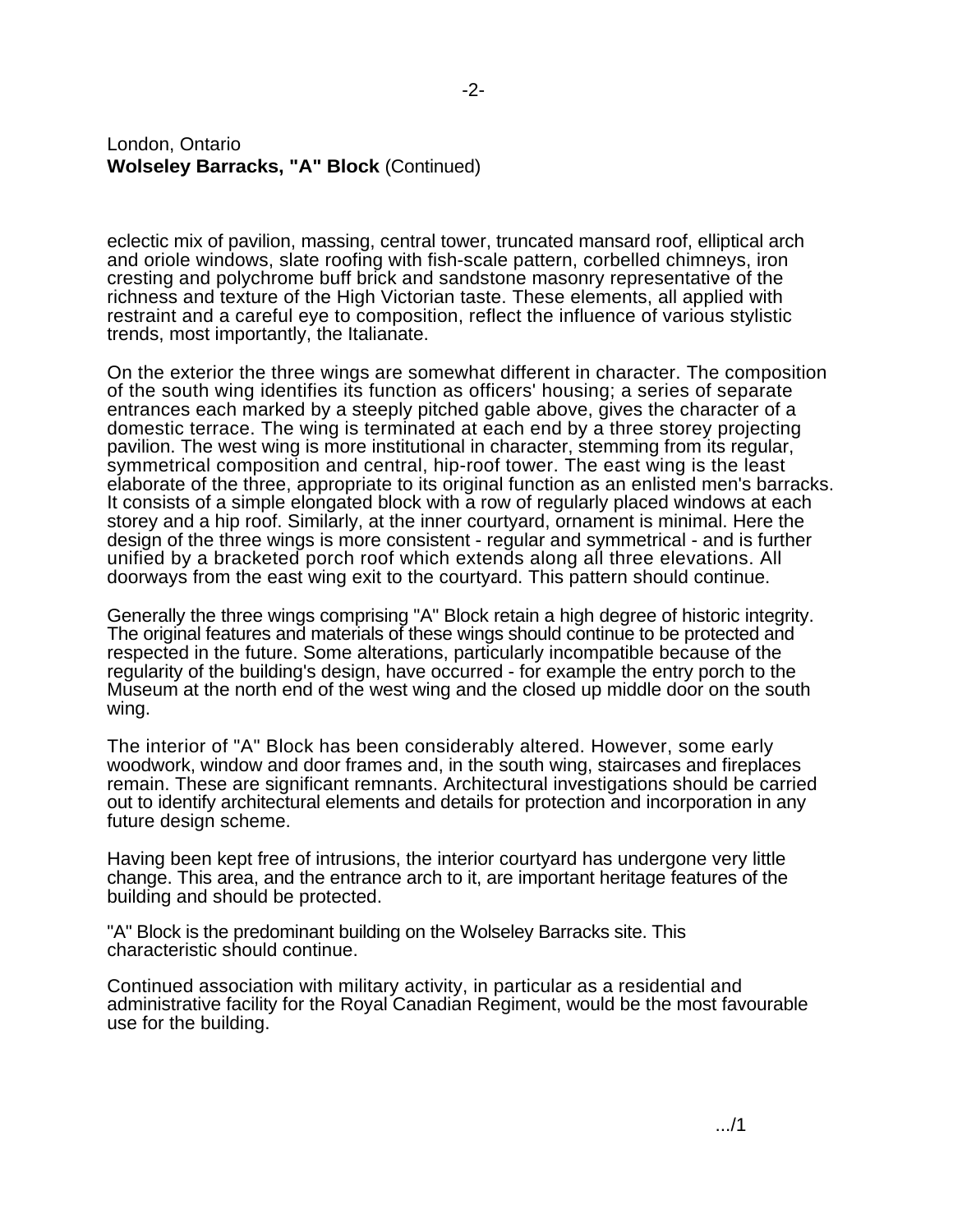London, Ontario
**Wolseley Barracks, "A" Block** (Continued)

eclectic mix of pavilion, massing, central tower, truncated mansard roof, elliptical arch and oriole windows, slate roofing with fish-scale pattern, corbelled chimneys, iron cresting and polychrome buff brick and sandstone masonry representative of the richness and texture of the High Victorian taste. These elements, all applied with restraint and a careful eye to composition, reflect the influence of various stylistic trends, most importantly, the Italianate.

On the exterior the three wings are somewhat different in character. The composition of the south wing identifies its function as officers' housing; a series of separate entrances each marked by a steeply pitched gable above, gives the character of a domestic terrace. The wing is terminated at each end by a three storey projecting pavilion. The west wing is more institutional in character, stemming from its regular, symmetrical composition and central, hip-roof tower. The east wing is the least elaborate of the three, appropriate to its original function as an enlisted men's barracks. It consists of a simple elongated block with a row of regularly placed windows at each storey and a hip roof. Similarly, at the inner courtyard, ornament is minimal. Here the design of the three wings is more consistent - regular and symmetrical - and is further unified by a bracketed porch roof which extends along all three elevations. All doorways from the east wing exit to the courtyard. This pattern should continue.

Generally the three wings comprising "A" Block retain a high degree of historic integrity. The original features and materials of these wings should continue to be protected and respected in the future. Some alterations, particularly incompatible because of the regularity of the building's design, have occurred - for example the entry porch to the Museum at the north end of the west wing and the closed up middle door on the south wing.

The interior of "A" Block has been considerably altered. However, some early woodwork, window and door frames and, in the south wing, staircases and fireplaces remain. These are significant remnants. Architectural investigations should be carried out to identify architectural elements and details for protection and incorporation in any future design scheme.

Having been kept free of intrusions, the interior courtyard has undergone very little change. This area, and the entrance arch to it, are important heritage features of the building and should be protected.

"A" Block is the predominant building on the Wolseley Barracks site. This characteristic should continue.

Continued association with military activity, in particular as a residential and administrative facility for the Royal Canadian Regiment, would be the most favourable use for the building.

.../1